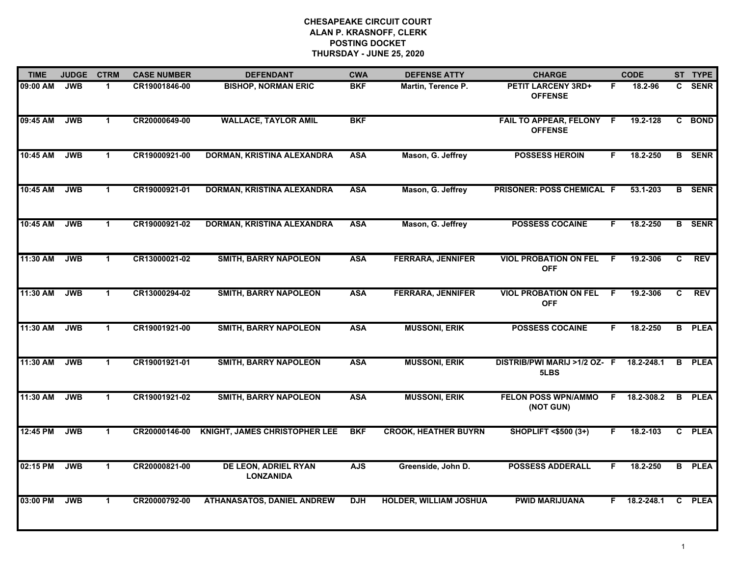# CHESAPEAKE CIRCUIT COURT
## ALAN P. KRASNOFF, CLERK
## POSTING DOCKET
## THURSDAY - JUNE 25, 2020

| TIME | JUDGE | CTRM | CASE NUMBER | DEFENDANT | CWA | DEFENSE ATTY | CHARGE | | CODE | ST | TYPE |
|---|---|---|---|---|---|---|---|---|---|---|---|
| 09:00 AM | JWB | 1 | CR19001846-00 | BISHOP, NORMAN ERIC | BKF | Martin, Terence P. | PETIT LARCENY 3RD+ OFFENSE | F | 18.2-96 | C | SENR |
| 09:45 AM | JWB | 1 | CR20000649-00 | WALLACE, TAYLOR AMIL | BKF | | FAIL TO APPEAR, FELONY OFFENSE | F | 19.2-128 | C | BOND |
| 10:45 AM | JWB | 1 | CR19000921-00 | DORMAN, KRISTINA ALEXANDRA | ASA | Mason, G. Jeffrey | POSSESS HEROIN | F | 18.2-250 | B | SENR |
| 10:45 AM | JWB | 1 | CR19000921-01 | DORMAN, KRISTINA ALEXANDRA | ASA | Mason, G. Jeffrey | PRISONER: POSS CHEMICAL | F | 53.1-203 | B | SENR |
| 10:45 AM | JWB | 1 | CR19000921-02 | DORMAN, KRISTINA ALEXANDRA | ASA | Mason, G. Jeffrey | POSSESS COCAINE | F | 18.2-250 | B | SENR |
| 11:30 AM | JWB | 1 | CR13000021-02 | SMITH, BARRY NAPOLEON | ASA | FERRARA, JENNIFER | VIOL PROBATION ON FEL OFF | F | 19.2-306 | C | REV |
| 11:30 AM | JWB | 1 | CR13000294-02 | SMITH, BARRY NAPOLEON | ASA | FERRARA, JENNIFER | VIOL PROBATION ON FEL OFF | F | 19.2-306 | C | REV |
| 11:30 AM | JWB | 1 | CR19001921-00 | SMITH, BARRY NAPOLEON | ASA | MUSSONI, ERIK | POSSESS COCAINE | F | 18.2-250 | B | PLEA |
| 11:30 AM | JWB | 1 | CR19001921-01 | SMITH, BARRY NAPOLEON | ASA | MUSSONI, ERIK | DISTRIB/PWI MARIJ >1/2 OZ-5LBS | F | 18.2-248.1 | B | PLEA |
| 11:30 AM | JWB | 1 | CR19001921-02 | SMITH, BARRY NAPOLEON | ASA | MUSSONI, ERIK | FELON POSS WPN/AMMO (NOT GUN) | F | 18.2-308.2 | B | PLEA |
| 12:45 PM | JWB | 1 | CR20000146-00 | KNIGHT, JAMES CHRISTOPHER LEE | BKF | CROOK, HEATHER BUYRN | SHOPLIFT <$500 (3+) | F | 18.2-103 | C | PLEA |
| 02:15 PM | JWB | 1 | CR20000821-00 | DE LEON, ADRIEL RYAN LONZANIDA | AJS | Greenside, John D. | POSSESS ADDERALL | F | 18.2-250 | B | PLEA |
| 03:00 PM | JWB | 1 | CR20000792-00 | ATHANASATOS, DANIEL ANDREW | DJH | HOLDER, WILLIAM JOSHUA | PWID MARIJUANA | F | 18.2-248.1 | C | PLEA |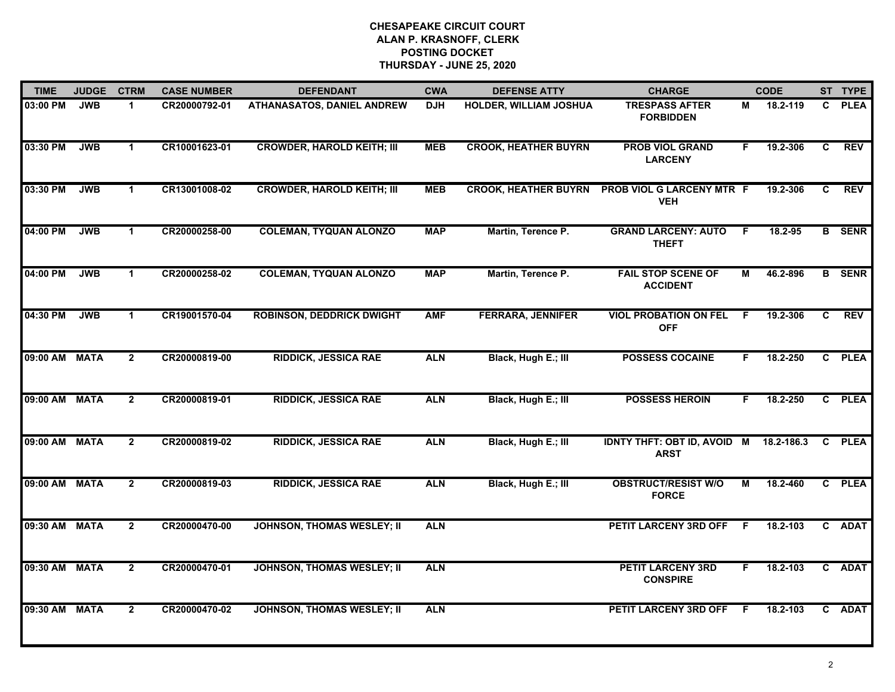# CHESAPEAKE CIRCUIT COURT
## ALAN P. KRASNOFF, CLERK
## POSTING DOCKET
## THURSDAY - JUNE 25, 2020

| TIME | JUDGE | CTRM | CASE NUMBER | DEFENDANT | CWA | DEFENSE ATTY | CHARGE | | CODE | ST | TYPE |
|---|---|---|---|---|---|---|---|---|---|---|---|
| 03:00 PM | JWB | 1 | CR20000792-01 | ATHANASATOS, DANIEL ANDREW | DJH | HOLDER, WILLIAM JOSHUA | TRESPASS AFTER FORBIDDEN | M | 18.2-119 | C | PLEA |
| 03:30 PM | JWB | 1 | CR10001623-01 | CROWDER, HAROLD KEITH; III | MEB | CROOK, HEATHER BUYRN | PROB VIOL GRAND LARCENY | F | 19.2-306 | C | REV |
| 03:30 PM | JWB | 1 | CR13001008-02 | CROWDER, HAROLD KEITH; III | MEB | CROOK, HEATHER BUYRN | PROB VIOL G LARCENY MTR VEH | F | 19.2-306 | C | REV |
| 04:00 PM | JWB | 1 | CR20000258-00 | COLEMAN, TYQUAN ALONZO | MAP | Martin, Terence P. | GRAND LARCENY: AUTO THEFT | F | 18.2-95 | B | SENR |
| 04:00 PM | JWB | 1 | CR20000258-02 | COLEMAN, TYQUAN ALONZO | MAP | Martin, Terence P. | FAIL STOP SCENE OF ACCIDENT | M | 46.2-896 | B | SENR |
| 04:30 PM | JWB | 1 | CR19001570-04 | ROBINSON, DEDDRICK DWIGHT | AMF | FERRARA, JENNIFER | VIOL PROBATION ON FEL OFF | F | 19.2-306 | C | REV |
| 09:00 AM | MATA | 2 | CR20000819-00 | RIDDICK, JESSICA RAE | ALN | Black, Hugh E.; III | POSSESS COCAINE | F | 18.2-250 | C | PLEA |
| 09:00 AM | MATA | 2 | CR20000819-01 | RIDDICK, JESSICA RAE | ALN | Black, Hugh E.; III | POSSESS HEROIN | F | 18.2-250 | C | PLEA |
| 09:00 AM | MATA | 2 | CR20000819-02 | RIDDICK, JESSICA RAE | ALN | Black, Hugh E.; III | IDNTY THFT: OBT ID, AVOID ARST | M | 18.2-186.3 | C | PLEA |
| 09:00 AM | MATA | 2 | CR20000819-03 | RIDDICK, JESSICA RAE | ALN | Black, Hugh E.; III | OBSTRUCT/RESIST W/O FORCE | M | 18.2-460 | C | PLEA |
| 09:30 AM | MATA | 2 | CR20000470-00 | JOHNSON, THOMAS WESLEY; II | ALN | | PETIT LARCENY 3RD OFF | F | 18.2-103 | C | ADAT |
| 09:30 AM | MATA | 2 | CR20000470-01 | JOHNSON, THOMAS WESLEY; II | ALN | | PETIT LARCENY 3RD CONSPIRE | F | 18.2-103 | C | ADAT |
| 09:30 AM | MATA | 2 | CR20000470-02 | JOHNSON, THOMAS WESLEY; II | ALN | | PETIT LARCENY 3RD OFF | F | 18.2-103 | C | ADAT |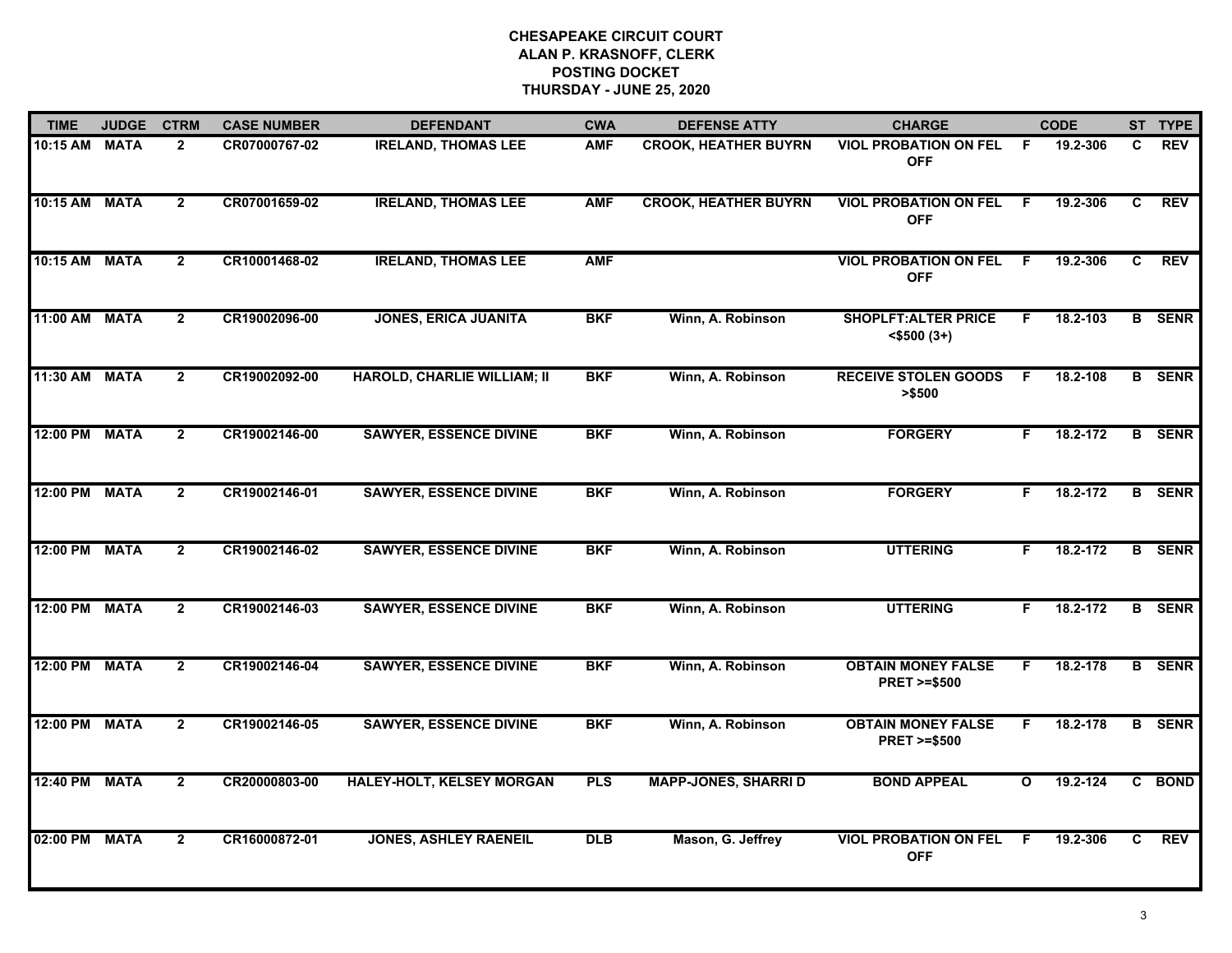# CHESAPEAKE CIRCUIT COURT
## ALAN P. KRASNOFF, CLERK
## POSTING DOCKET
## THURSDAY - JUNE 25, 2020

| TIME | JUDGE | CTRM | CASE NUMBER | DEFENDANT | CWA | DEFENSE ATTY | CHARGE | | CODE | ST | TYPE |
|---|---|---|---|---|---|---|---|---|---|---|---|
| 10:15 AM | MATA | 2 | CR07000767-02 | IRELAND, THOMAS LEE | AMF | CROOK, HEATHER BUYRN | VIOL PROBATION ON FEL OFF | F | 19.2-306 | C | REV |
| 10:15 AM | MATA | 2 | CR07001659-02 | IRELAND, THOMAS LEE | AMF | CROOK, HEATHER BUYRN | VIOL PROBATION ON FEL OFF | F | 19.2-306 | C | REV |
| 10:15 AM | MATA | 2 | CR10001468-02 | IRELAND, THOMAS LEE | AMF | | VIOL PROBATION ON FEL OFF | F | 19.2-306 | C | REV |
| 11:00 AM | MATA | 2 | CR19002096-00 | JONES, ERICA JUANITA | BKF | Winn, A. Robinson | SHOPLFT:ALTER PRICE <$500 (3+) | F | 18.2-103 | B | SENR |
| 11:30 AM | MATA | 2 | CR19002092-00 | HAROLD, CHARLIE WILLIAM; II | BKF | Winn, A. Robinson | RECEIVE STOLEN GOODS >$500 | F | 18.2-108 | B | SENR |
| 12:00 PM | MATA | 2 | CR19002146-00 | SAWYER, ESSENCE DIVINE | BKF | Winn, A. Robinson | FORGERY | F | 18.2-172 | B | SENR |
| 12:00 PM | MATA | 2 | CR19002146-01 | SAWYER, ESSENCE DIVINE | BKF | Winn, A. Robinson | FORGERY | F | 18.2-172 | B | SENR |
| 12:00 PM | MATA | 2 | CR19002146-02 | SAWYER, ESSENCE DIVINE | BKF | Winn, A. Robinson | UTTERING | F | 18.2-172 | B | SENR |
| 12:00 PM | MATA | 2 | CR19002146-03 | SAWYER, ESSENCE DIVINE | BKF | Winn, A. Robinson | UTTERING | F | 18.2-172 | B | SENR |
| 12:00 PM | MATA | 2 | CR19002146-04 | SAWYER, ESSENCE DIVINE | BKF | Winn, A. Robinson | OBTAIN MONEY FALSE PRET >=$500 | F | 18.2-178 | B | SENR |
| 12:00 PM | MATA | 2 | CR19002146-05 | SAWYER, ESSENCE DIVINE | BKF | Winn, A. Robinson | OBTAIN MONEY FALSE PRET >=$500 | F | 18.2-178 | B | SENR |
| 12:40 PM | MATA | 2 | CR20000803-00 | HALEY-HOLT, KELSEY MORGAN | PLS | MAPP-JONES, SHARRI D | BOND APPEAL | O | 19.2-124 | C | BOND |
| 02:00 PM | MATA | 2 | CR16000872-01 | JONES, ASHLEY RAENEIL | DLB | Mason, G. Jeffrey | VIOL PROBATION ON FEL OFF | F | 19.2-306 | C | REV |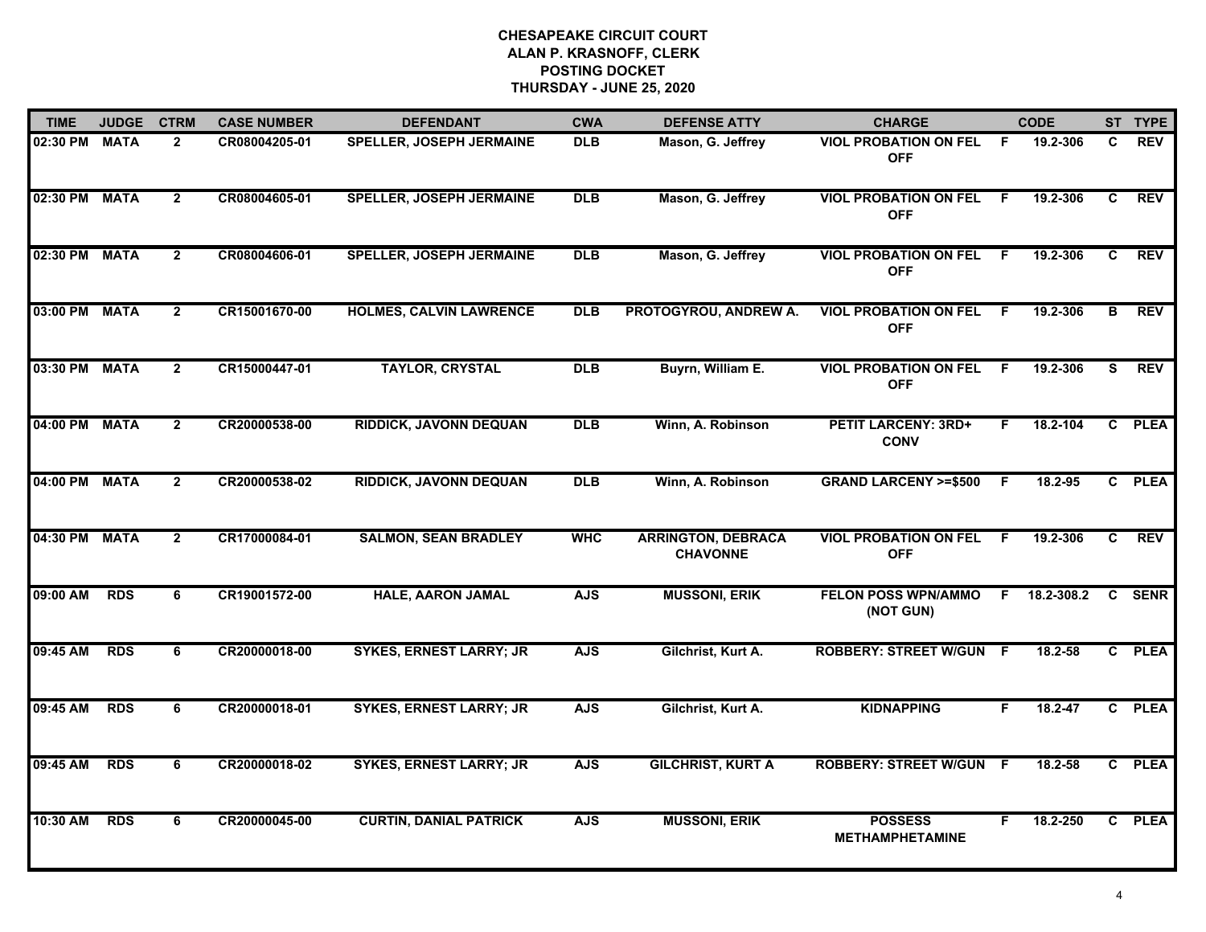# CHESAPEAKE CIRCUIT COURT
## ALAN P. KRASNOFF, CLERK
## POSTING DOCKET
## THURSDAY - JUNE 25, 2020

| TIME | JUDGE | CTRM | CASE NUMBER | DEFENDANT | CWA | DEFENSE ATTY | CHARGE | | CODE | ST | TYPE |
|---|---|---|---|---|---|---|---|---|---|---|---|
| 02:30 PM | MATA | 2 | CR08004205-01 | SPELLER, JOSEPH JERMAINE | DLB | Mason, G. Jeffrey | VIOL PROBATION ON FEL OFF | F | 19.2-306 | C | REV |
| 02:30 PM | MATA | 2 | CR08004605-01 | SPELLER, JOSEPH JERMAINE | DLB | Mason, G. Jeffrey | VIOL PROBATION ON FEL OFF | F | 19.2-306 | C | REV |
| 02:30 PM | MATA | 2 | CR08004606-01 | SPELLER, JOSEPH JERMAINE | DLB | Mason, G. Jeffrey | VIOL PROBATION ON FEL OFF | F | 19.2-306 | C | REV |
| 03:00 PM | MATA | 2 | CR15001670-00 | HOLMES, CALVIN LAWRENCE | DLB | PROTOGYROU, ANDREW A. | VIOL PROBATION ON FEL OFF | F | 19.2-306 | B | REV |
| 03:30 PM | MATA | 2 | CR15000447-01 | TAYLOR, CRYSTAL | DLB | Buyrn, William E. | VIOL PROBATION ON FEL OFF | F | 19.2-306 | S | REV |
| 04:00 PM | MATA | 2 | CR20000538-00 | RIDDICK, JAVONN DEQUAN | DLB | Winn, A. Robinson | PETIT LARCENY: 3RD+ CONV | F | 18.2-104 | C | PLEA |
| 04:00 PM | MATA | 2 | CR20000538-02 | RIDDICK, JAVONN DEQUAN | DLB | Winn, A. Robinson | GRAND LARCENY >=$500 | F | 18.2-95 | C | PLEA |
| 04:30 PM | MATA | 2 | CR17000084-01 | SALMON, SEAN BRADLEY | WHC | ARRINGTON, DEBRACA CHAVONNE | VIOL PROBATION ON FEL OFF | F | 19.2-306 | C | REV |
| 09:00 AM | RDS | 6 | CR19001572-00 | HALE, AARON JAMAL | AJS | MUSSONI, ERIK | FELON POSS WPN/AMMO (NOT GUN) | F | 18.2-308.2 | C | SENR |
| 09:45 AM | RDS | 6 | CR20000018-00 | SYKES, ERNEST LARRY; JR | AJS | Gilchrist, Kurt A. | ROBBERY: STREET W/GUN | F | 18.2-58 | C | PLEA |
| 09:45 AM | RDS | 6 | CR20000018-01 | SYKES, ERNEST LARRY; JR | AJS | Gilchrist, Kurt A. | KIDNAPPING | F | 18.2-47 | C | PLEA |
| 09:45 AM | RDS | 6 | CR20000018-02 | SYKES, ERNEST LARRY; JR | AJS | GILCHRIST, KURT A | ROBBERY: STREET W/GUN | F | 18.2-58 | C | PLEA |
| 10:30 AM | RDS | 6 | CR20000045-00 | CURTIN, DANIAL PATRICK | AJS | MUSSONI, ERIK | POSSESS METHAMPHETAMINE | F | 18.2-250 | C | PLEA |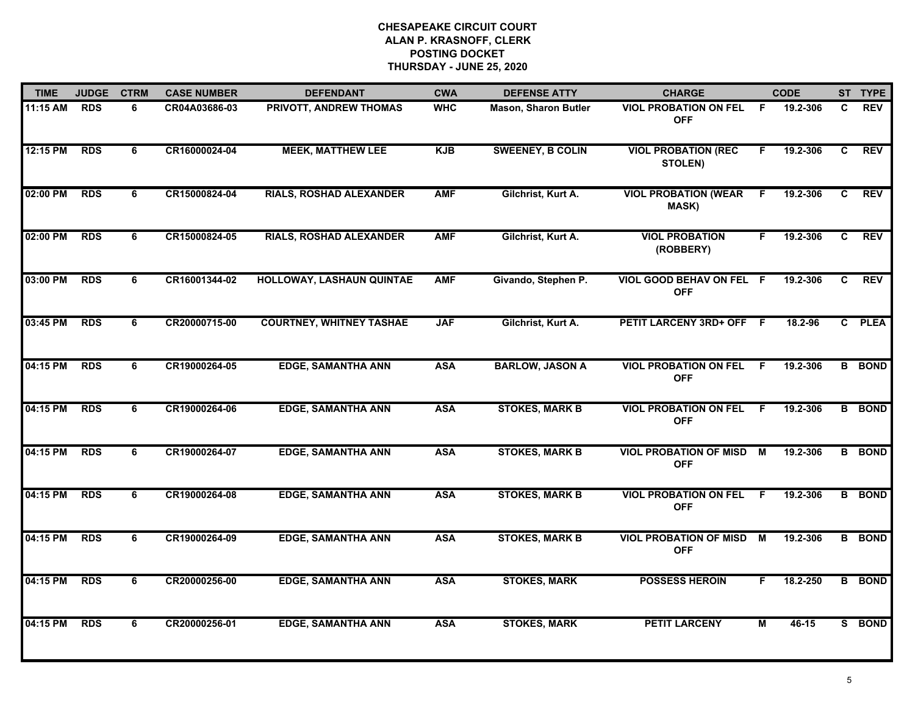**CHESAPEAKE CIRCUIT COURT**
**ALAN P. KRASNOFF, CLERK**
**POSTING DOCKET**
**THURSDAY - JUNE 25, 2020**

| TIME | JUDGE | CTRM | CASE NUMBER | DEFENDANT | CWA | DEFENSE ATTY | CHARGE | | CODE | ST | TYPE |
|---|---|---|---|---|---|---|---|---|---|---|---|
| 11:15 AM | RDS | 6 | CR04A03686-03 | PRIVOTT, ANDREW THOMAS | WHC | Mason, Sharon Butler | VIOL PROBATION ON FEL OFF | F | 19.2-306 | C | REV |
| 12:15 PM | RDS | 6 | CR16000024-04 | MEEK, MATTHEW LEE | KJB | SWEENEY, B COLIN | VIOL PROBATION (REC STOLEN) | F | 19.2-306 | C | REV |
| 02:00 PM | RDS | 6 | CR15000824-04 | RIALS, ROSHAD ALEXANDER | AMF | Gilchrist, Kurt A. | VIOL PROBATION (WEAR MASK) | F | 19.2-306 | C | REV |
| 02:00 PM | RDS | 6 | CR15000824-05 | RIALS, ROSHAD ALEXANDER | AMF | Gilchrist, Kurt A. | VIOL PROBATION (ROBBERY) | F | 19.2-306 | C | REV |
| 03:00 PM | RDS | 6 | CR16001344-02 | HOLLOWAY, LASHAUN QUINTAE | AMF | Givando, Stephen P. | VIOL GOOD BEHAV ON FEL OFF | F | 19.2-306 | C | REV |
| 03:45 PM | RDS | 6 | CR20000715-00 | COURTNEY, WHITNEY TASHAE | JAF | Gilchrist, Kurt A. | PETIT LARCENY 3RD+ OFF | F | 18.2-96 | C | PLEA |
| 04:15 PM | RDS | 6 | CR19000264-05 | EDGE, SAMANTHA ANN | ASA | BARLOW, JASON A | VIOL PROBATION ON FEL OFF | F | 19.2-306 | B | BOND |
| 04:15 PM | RDS | 6 | CR19000264-06 | EDGE, SAMANTHA ANN | ASA | STOKES, MARK B | VIOL PROBATION ON FEL OFF | F | 19.2-306 | B | BOND |
| 04:15 PM | RDS | 6 | CR19000264-07 | EDGE, SAMANTHA ANN | ASA | STOKES, MARK B | VIOL PROBATION OF MISD OFF | M | 19.2-306 | B | BOND |
| 04:15 PM | RDS | 6 | CR19000264-08 | EDGE, SAMANTHA ANN | ASA | STOKES, MARK B | VIOL PROBATION ON FEL OFF | F | 19.2-306 | B | BOND |
| 04:15 PM | RDS | 6 | CR19000264-09 | EDGE, SAMANTHA ANN | ASA | STOKES, MARK B | VIOL PROBATION OF MISD OFF | M | 19.2-306 | B | BOND |
| 04:15 PM | RDS | 6 | CR20000256-00 | EDGE, SAMANTHA ANN | ASA | STOKES, MARK | POSSESS HEROIN | F | 18.2-250 | B | BOND |
| 04:15 PM | RDS | 6 | CR20000256-01 | EDGE, SAMANTHA ANN | ASA | STOKES, MARK | PETIT LARCENY | M | 46-15 | S | BOND |